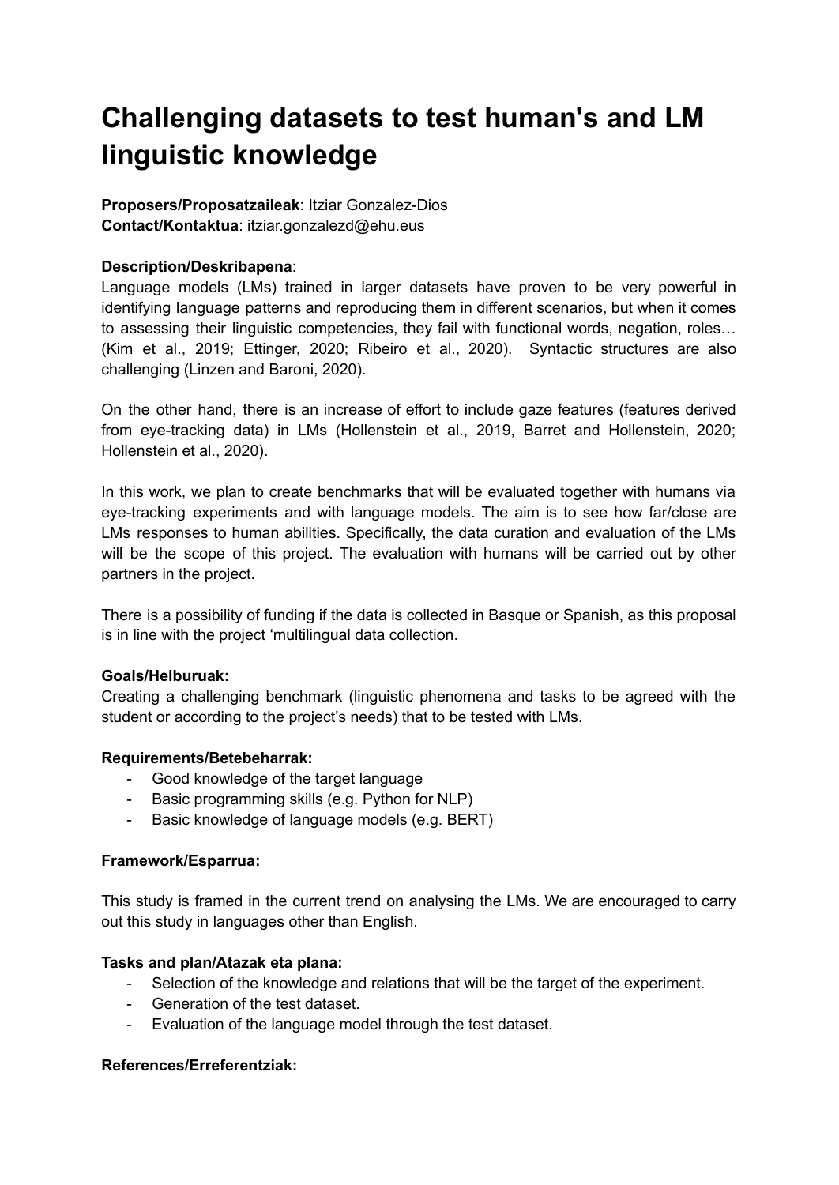# Challenging datasets to test human's and LM linguistic knowledge

**Proposers/Proposatzaileak**: Itziar Gonzalez-Dios
**Contact/Kontaktua**: itziar.gonzalezd@ehu.eus

**Description/Deskribapena**:
Language models (LMs) trained in larger datasets have proven to be very powerful in identifying language patterns and reproducing them in different scenarios, but when it comes to assessing their linguistic competencies, they fail with functional words, negation, roles… (Kim et al., 2019; Ettinger, 2020; Ribeiro et al., 2020). Syntactic structures are also challenging (Linzen and Baroni, 2020).

On the other hand, there is an increase of effort to include gaze features (features derived from eye-tracking data) in LMs (Hollenstein et al., 2019, Barret and Hollenstein, 2020; Hollenstein et al., 2020).

In this work, we plan to create benchmarks that will be evaluated together with humans via eye-tracking experiments and with language models. The aim is to see how far/close are LMs responses to human abilities. Specifically, the data curation and evaluation of the LMs will be the scope of this project. The evaluation with humans will be carried out by other partners in the project.

There is a possibility of funding if the data is collected in Basque or Spanish, as this proposal is in line with the project 'multilingual data collection.

**Goals/Helburuak:**
Creating a challenging benchmark (linguistic phenomena and tasks to be agreed with the student or according to the project's needs) that to be tested with LMs.

**Requirements/Betebeharrak:**

- Good knowledge of the target language
- Basic programming skills (e.g. Python for NLP)
- Basic knowledge of language models (e.g. BERT)

**Framework/Esparrua:**

This study is framed in the current trend on analysing the LMs. We are encouraged to carry out this study in languages other than English.

**Tasks and plan/Atazak eta plana:**

- Selection of the knowledge and relations that will be the target of the experiment.
- Generation of the test dataset.
- Evaluation of the language model through the test dataset.

**References/Erreferentziak:**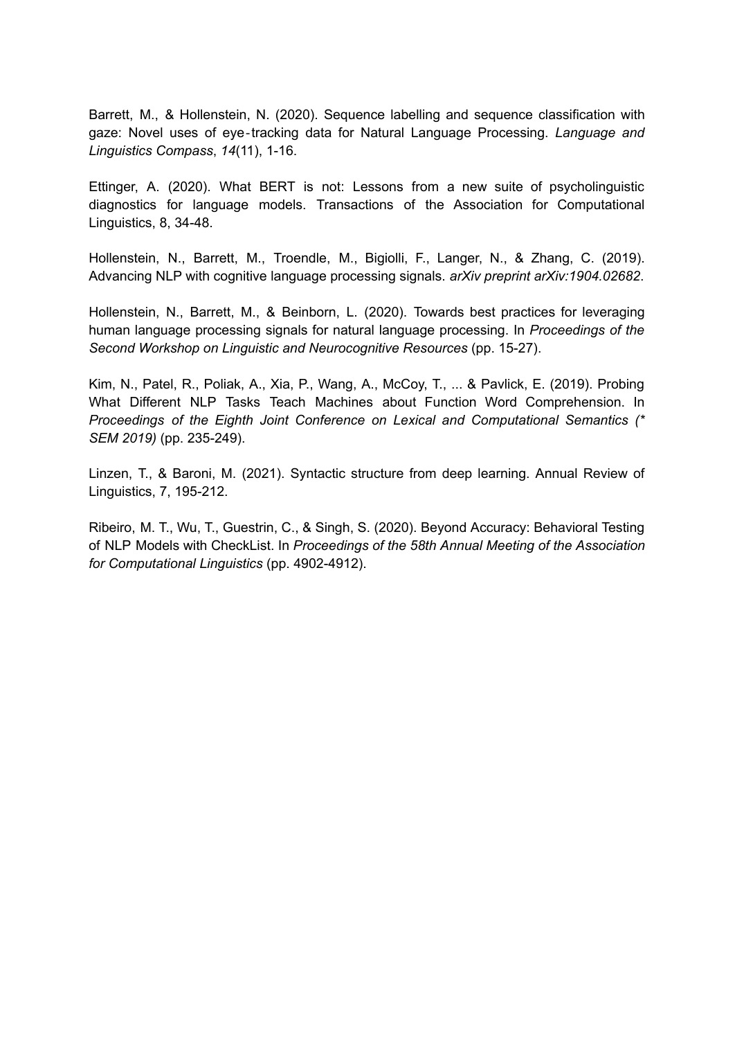Barrett, M., & Hollenstein, N. (2020). Sequence labelling and sequence classification with gaze: Novel uses of eye‐tracking data for Natural Language Processing. *Language and Linguistics Compass*, *14*(11), 1-16.

Ettinger, A. (2020). What BERT is not: Lessons from a new suite of psycholinguistic diagnostics for language models. Transactions of the Association for Computational Linguistics, 8, 34-48.

Hollenstein, N., Barrett, M., Troendle, M., Bigiolli, F., Langer, N., & Zhang, C. (2019). Advancing NLP with cognitive language processing signals. *arXiv preprint arXiv:1904.02682*.

Hollenstein, N., Barrett, M., & Beinborn, L. (2020). Towards best practices for leveraging human language processing signals for natural language processing. In *Proceedings of the Second Workshop on Linguistic and Neurocognitive Resources* (pp. 15-27).

Kim, N., Patel, R., Poliak, A., Xia, P., Wang, A., McCoy, T., ... & Pavlick, E. (2019). Probing What Different NLP Tasks Teach Machines about Function Word Comprehension. In *Proceedings of the Eighth Joint Conference on Lexical and Computational Semantics (* SEM 2019)* (pp. 235-249).

Linzen, T., & Baroni, M. (2021). Syntactic structure from deep learning. Annual Review of Linguistics, 7, 195-212.

Ribeiro, M. T., Wu, T., Guestrin, C., & Singh, S. (2020). Beyond Accuracy: Behavioral Testing of NLP Models with CheckList. In *Proceedings of the 58th Annual Meeting of the Association for Computational Linguistics* (pp. 4902-4912).